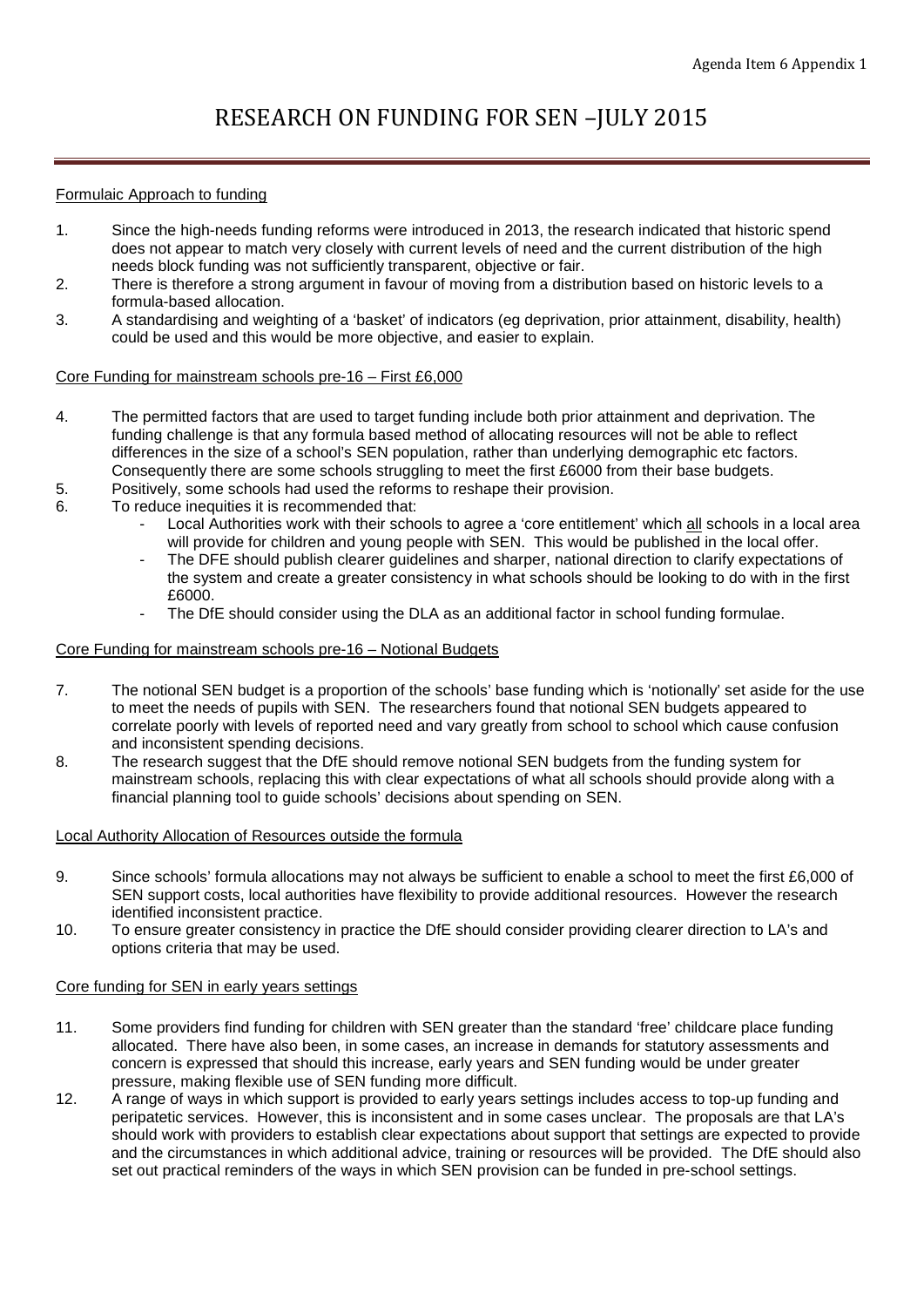# RESEARCH ON FUNDING FOR SEN –JULY 2015

Formulaic Approach to funding

1. Since the high-needs funding reforms were introduced in 2013, the research indicated that historic spend does not appear to match very closely with current levels of need and the current distribution of the high needs block funding was not sufficiently transparent, objective or fair.
2. There is therefore a strong argument in favour of moving from a distribution based on historic levels to a formula-based allocation.
3. A standardising and weighting of a 'basket' of indicators (eg deprivation, prior attainment, disability, health) could be used and this would be more objective, and easier to explain.

Core Funding for mainstream schools pre-16 – First £6,000

4. The permitted factors that are used to target funding include both prior attainment and deprivation. The funding challenge is that any formula based method of allocating resources will not be able to reflect differences in the size of a school's SEN population, rather than underlying demographic etc factors. Consequently there are some schools struggling to meet the first £6000 from their base budgets.
5. Positively, some schools had used the reforms to reshape their provision.
6. To reduce inequities it is recommended that:
   - Local Authorities work with their schools to agree a 'core entitlement' which all schools in a local area will provide for children and young people with SEN. This would be published in the local offer.
   - The DFE should publish clearer guidelines and sharper, national direction to clarify expectations of the system and create a greater consistency in what schools should be looking to do with in the first £6000.
   - The DfE should consider using the DLA as an additional factor in school funding formulae.

Core Funding for mainstream schools pre-16 – Notional Budgets

7. The notional SEN budget is a proportion of the schools' base funding which is 'notionally' set aside for the use to meet the needs of pupils with SEN. The researchers found that notional SEN budgets appeared to correlate poorly with levels of reported need and vary greatly from school to school which cause confusion and inconsistent spending decisions.
8. The research suggest that the DfE should remove notional SEN budgets from the funding system for mainstream schools, replacing this with clear expectations of what all schools should provide along with a financial planning tool to guide schools' decisions about spending on SEN.

Local Authority Allocation of Resources outside the formula

9. Since schools' formula allocations may not always be sufficient to enable a school to meet the first £6,000 of SEN support costs, local authorities have flexibility to provide additional resources. However the research identified inconsistent practice.
10. To ensure greater consistency in practice the DfE should consider providing clearer direction to LA's and options criteria that may be used.

Core funding for SEN in early years settings

11. Some providers find funding for children with SEN greater than the standard 'free' childcare place funding allocated. There have also been, in some cases, an increase in demands for statutory assessments and concern is expressed that should this increase, early years and SEN funding would be under greater pressure, making flexible use of SEN funding more difficult.
12. A range of ways in which support is provided to early years settings includes access to top-up funding and peripatetic services. However, this is inconsistent and in some cases unclear. The proposals are that LA's should work with providers to establish clear expectations about support that settings are expected to provide and the circumstances in which additional advice, training or resources will be provided. The DfE should also set out practical reminders of the ways in which SEN provision can be funded in pre-school settings.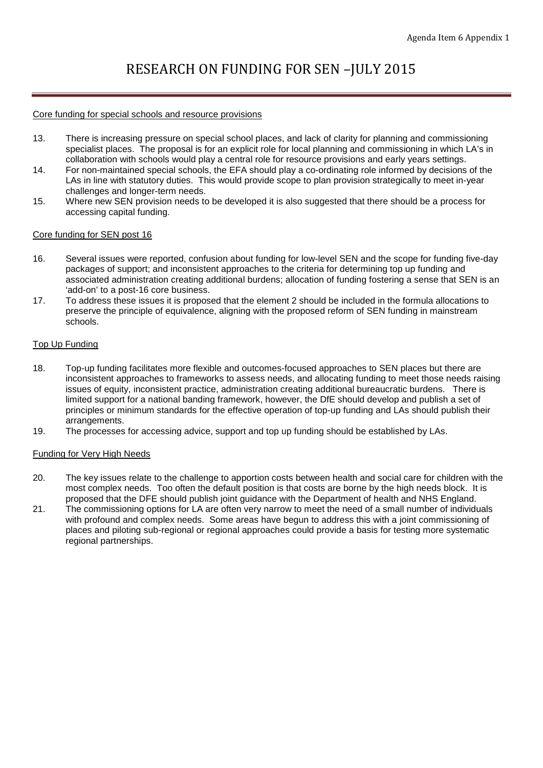# RESEARCH ON FUNDING FOR SEN –JULY 2015

Core funding for special schools and resource provisions

13. There is increasing pressure on special school places, and lack of clarity for planning and commissioning specialist places. The proposal is for an explicit role for local planning and commissioning in which LA's in collaboration with schools would play a central role for resource provisions and early years settings.
14. For non-maintained special schools, the EFA should play a co-ordinating role informed by decisions of the LAs in line with statutory duties. This would provide scope to plan provision strategically to meet in-year challenges and longer-term needs.
15. Where new SEN provision needs to be developed it is also suggested that there should be a process for accessing capital funding.

Core funding for SEN post 16

16. Several issues were reported, confusion about funding for low-level SEN and the scope for funding five-day packages of support; and inconsistent approaches to the criteria for determining top up funding and associated administration creating additional burdens; allocation of funding fostering a sense that SEN is an 'add-on' to a post-16 core business.
17. To address these issues it is proposed that the element 2 should be included in the formula allocations to preserve the principle of equivalence, aligning with the proposed reform of SEN funding in mainstream schools.

Top Up Funding

18. Top-up funding facilitates more flexible and outcomes-focused approaches to SEN places but there are inconsistent approaches to frameworks to assess needs, and allocating funding to meet those needs raising issues of equity, inconsistent practice, administration creating additional bureaucratic burdens. There is limited support for a national banding framework, however, the DfE should develop and publish a set of principles or minimum standards for the effective operation of top-up funding and LAs should publish their arrangements.
19. The processes for accessing advice, support and top up funding should be established by LAs.

Funding for Very High Needs

20. The key issues relate to the challenge to apportion costs between health and social care for children with the most complex needs. Too often the default position is that costs are borne by the high needs block. It is proposed that the DFE should publish joint guidance with the Department of health and NHS England.
21. The commissioning options for LA are often very narrow to meet the need of a small number of individuals with profound and complex needs. Some areas have begun to address this with a joint commissioning of places and piloting sub-regional or regional approaches could provide a basis for testing more systematic regional partnerships.